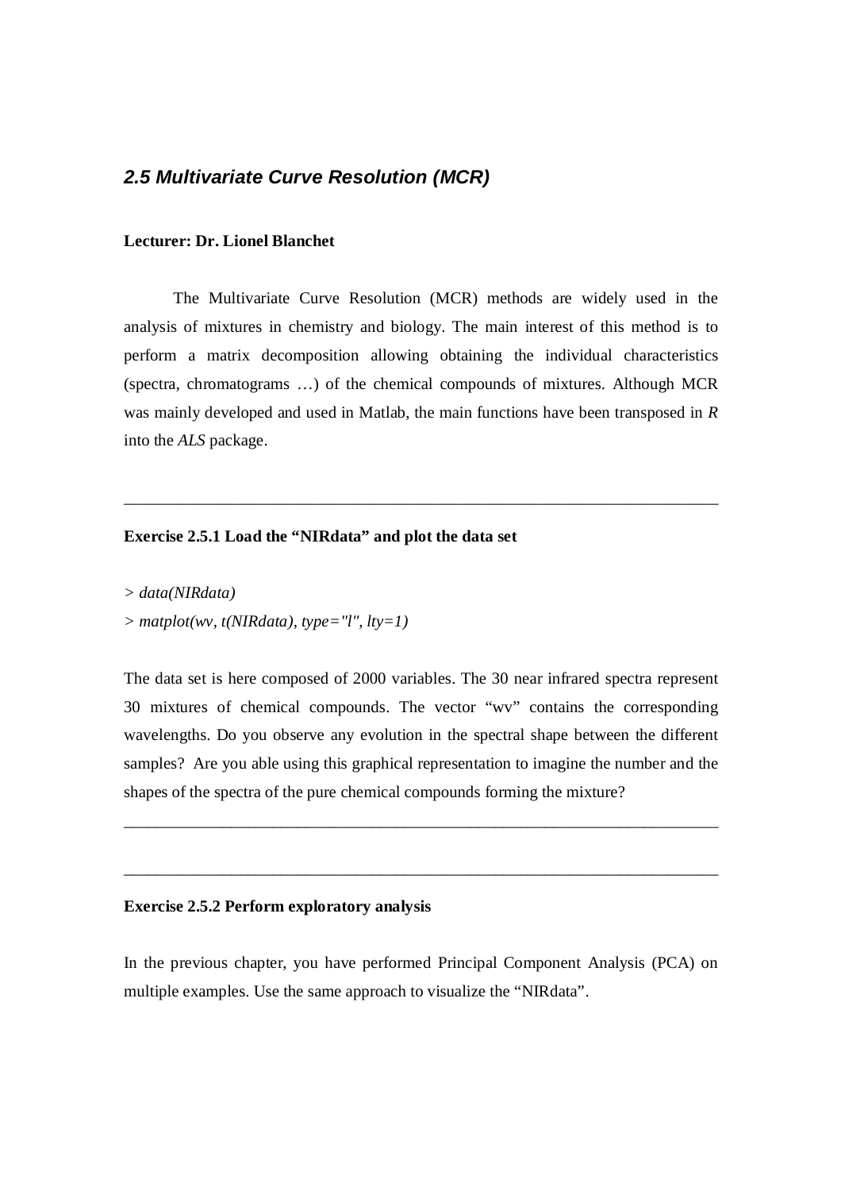## *2.5 Multivariate Curve Resolution (MCR)*

**Lecturer: Dr. Lionel Blanchet**

The Multivariate Curve Resolution (MCR) methods are widely used in the analysis of mixtures in chemistry and biology. The main interest of this method is to perform a matrix decomposition allowing obtaining the individual characteristics (spectra, chromatograms …) of the chemical compounds of mixtures. Although MCR was mainly developed and used in Matlab, the main functions have been transposed in *R* into the *ALS* package.

---

**Exercise 2.5.1 Load the "NIRdata" and plot the data set**

```
> data(NIRdata)
> matplot(wv, t(NIRdata), type="l", lty=1)
```

The data set is here composed of 2000 variables. The 30 near infrared spectra represent 30 mixtures of chemical compounds. The vector "wv" contains the corresponding wavelengths. Do you observe any evolution in the spectral shape between the different samples? Are you able using this graphical representation to imagine the number and the shapes of the spectra of the pure chemical compounds forming the mixture?

---

---

**Exercise 2.5.2 Perform exploratory analysis**

In the previous chapter, you have performed Principal Component Analysis (PCA) on multiple examples. Use the same approach to visualize the "NIRdata".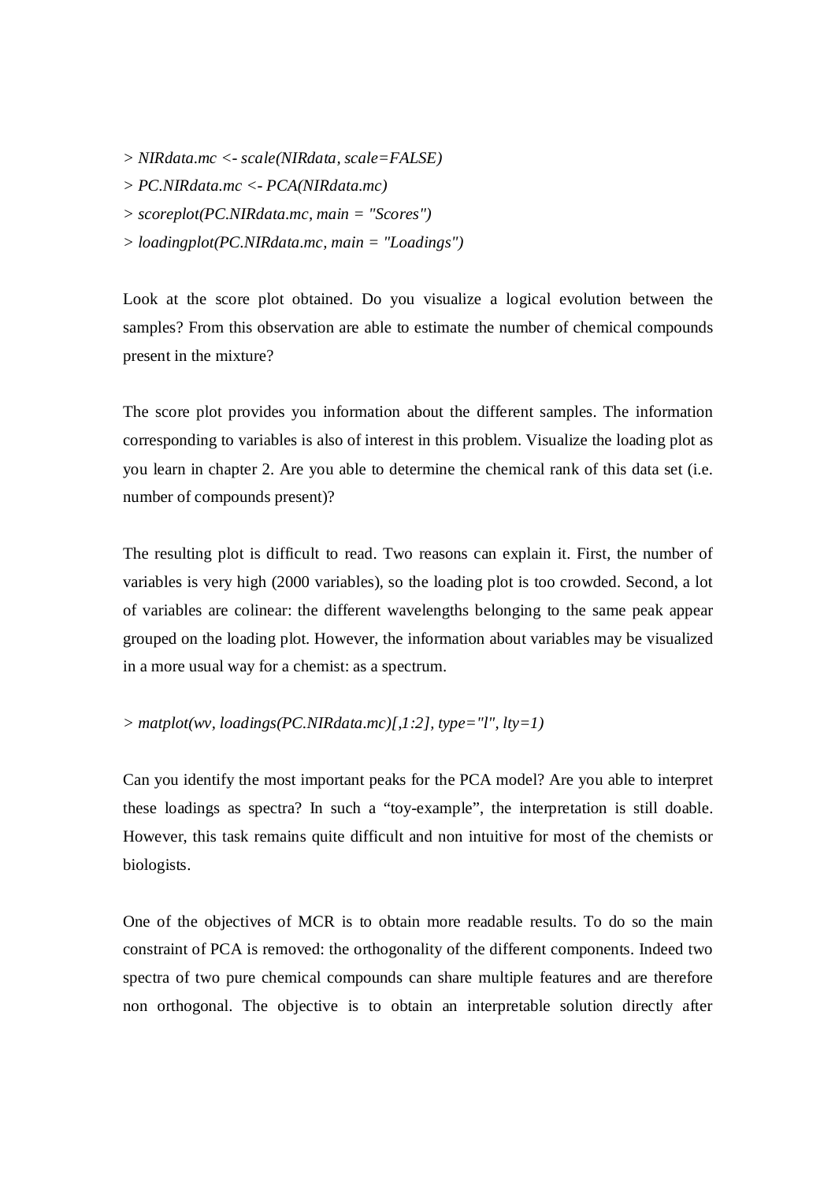```
> NIRdata.mc <- scale(NIRdata, scale=FALSE)
> PC.NIRdata.mc <- PCA(NIRdata.mc)
> scoreplot(PC.NIRdata.mc, main = "Scores")
> loadingplot(PC.NIRdata.mc, main = "Loadings")
```

Look at the score plot obtained. Do you visualize a logical evolution between the samples? From this observation are able to estimate the number of chemical compounds present in the mixture?

The score plot provides you information about the different samples. The information corresponding to variables is also of interest in this problem. Visualize the loading plot as you learn in chapter 2. Are you able to determine the chemical rank of this data set (i.e. number of compounds present)?

The resulting plot is difficult to read. Two reasons can explain it. First, the number of variables is very high (2000 variables), so the loading plot is too crowded. Second, a lot of variables are colinear: the different wavelengths belonging to the same peak appear grouped on the loading plot. However, the information about variables may be visualized in a more usual way for a chemist: as a spectrum.

```
> matplot(wv, loadings(PC.NIRdata.mc)[,1:2], type="l", lty=1)
```

Can you identify the most important peaks for the PCA model? Are you able to interpret these loadings as spectra? In such a “toy-example”, the interpretation is still doable. However, this task remains quite difficult and non intuitive for most of the chemists or biologists.

One of the objectives of MCR is to obtain more readable results. To do so the main constraint of PCA is removed: the orthogonality of the different components. Indeed two spectra of two pure chemical compounds can share multiple features and are therefore non orthogonal. The objective is to obtain an interpretable solution directly after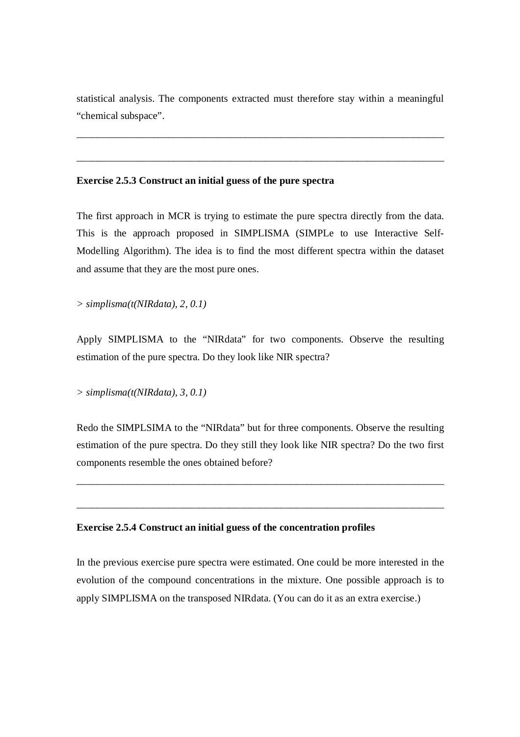statistical analysis. The components extracted must therefore stay within a meaningful "chemical subspace".

---

---

**Exercise 2.5.3 Construct an initial guess of the pure spectra**

The first approach in MCR is trying to estimate the pure spectra directly from the data. This is the approach proposed in SIMPLISMA (SIMPLe to use Interactive Self-Modelling Algorithm). The idea is to find the most different spectra within the dataset and assume that they are the most pure ones.

*> simplisma(t(NIRdata), 2, 0.1)*

Apply SIMPLISMA to the "NIRdata" for two components. Observe the resulting estimation of the pure spectra. Do they look like NIR spectra?

*> simplisma(t(NIRdata), 3, 0.1)*

Redo the SIMPLSIMA to the "NIRdata" but for three components. Observe the resulting estimation of the pure spectra. Do they still they look like NIR spectra? Do the two first components resemble the ones obtained before?

---

---

**Exercise 2.5.4 Construct an initial guess of the concentration profiles**

In the previous exercise pure spectra were estimated. One could be more interested in the evolution of the compound concentrations in the mixture. One possible approach is to apply SIMPLISMA on the transposed NIRdata. (You can do it as an extra exercise.)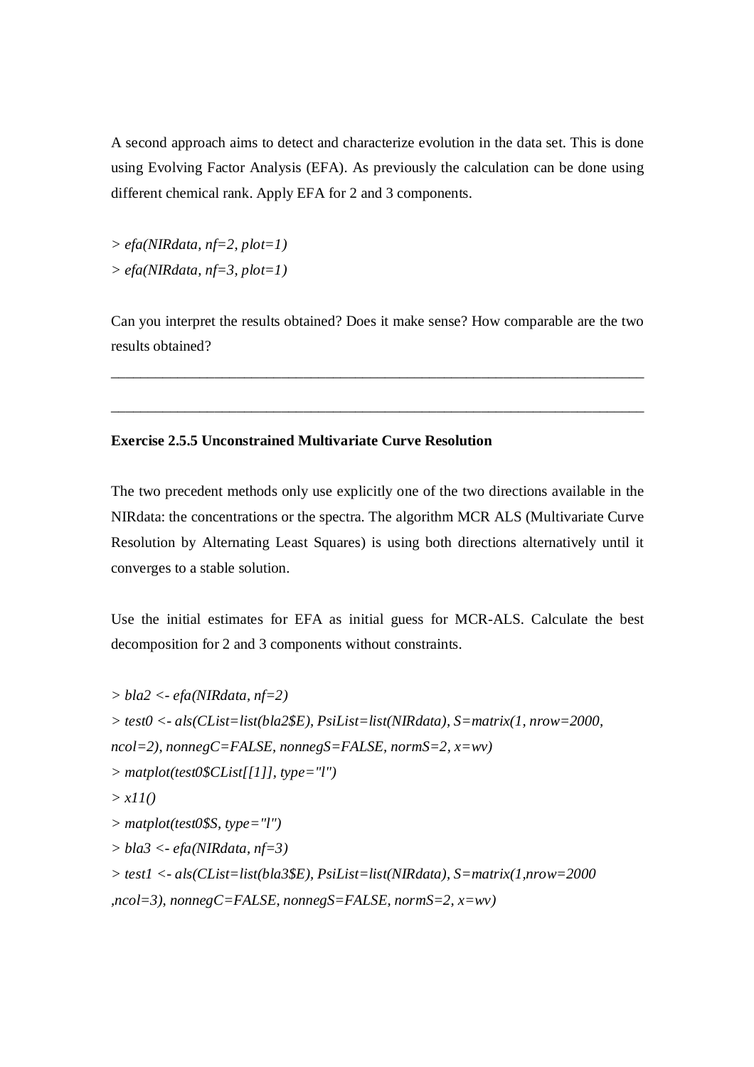A second approach aims to detect and characterize evolution in the data set. This is done using Evolving Factor Analysis (EFA). As previously the calculation can be done using different chemical rank. Apply EFA for 2 and 3 components.

```
> efa(NIRdata, nf=2, plot=1)
> efa(NIRdata, nf=3, plot=1)
```

Can you interpret the results obtained? Does it make sense? How comparable are the two results obtained?

\_\_\_\_\_\_\_\_\_\_\_\_\_\_\_\_\_\_\_\_\_\_\_\_\_\_\_\_\_\_\_\_\_\_\_\_\_\_\_\_\_\_\_\_\_\_\_\_\_\_\_\_\_\_\_\_\_\_\_\_\_\_\_\_\_\_\_\_\_\_\_\_\_\_\_\_

\_\_\_\_\_\_\_\_\_\_\_\_\_\_\_\_\_\_\_\_\_\_\_\_\_\_\_\_\_\_\_\_\_\_\_\_\_\_\_\_\_\_\_\_\_\_\_\_\_\_\_\_\_\_\_\_\_\_\_\_\_\_\_\_\_\_\_\_\_\_\_\_\_\_\_\_

**Exercise 2.5.5 Unconstrained Multivariate Curve Resolution**

The two precedent methods only use explicitly one of the two directions available in the NIRdata: the concentrations or the spectra. The algorithm MCR ALS (Multivariate Curve Resolution by Alternating Least Squares) is using both directions alternatively until it converges to a stable solution.

Use the initial estimates for EFA as initial guess for MCR-ALS. Calculate the best decomposition for 2 and 3 components without constraints.

```
> bla2 <- efa(NIRdata, nf=2)
> test0 <- als(CList=list(bla2$E), PsiList=list(NIRdata), S=matrix(1, nrow=2000,
ncol=2), nonnegC=FALSE, nonnegS=FALSE, normS=2, x=wv)
> matplot(test0$CList[[1]], type="l")
> x11()
> matplot(test0$S, type="l")
> bla3 <- efa(NIRdata, nf=3)
> test1 <- als(CList=list(bla3$E), PsiList=list(NIRdata), S=matrix(1,nrow=2000
,ncol=3), nonnegC=FALSE, nonnegS=FALSE, normS=2, x=wv)
```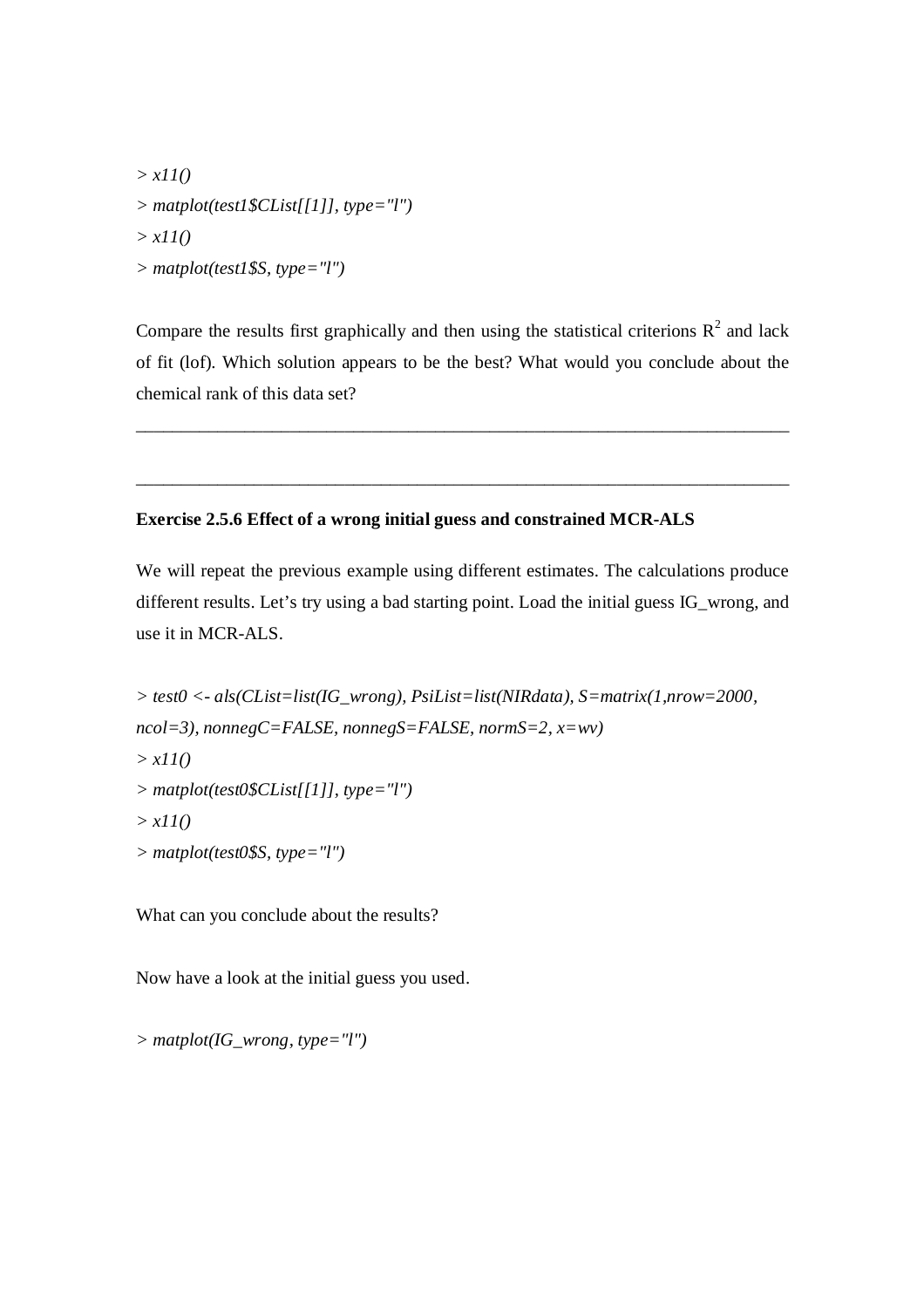```
> x11()
> matplot(test1$CList[[1]], type="l")
> x11()
> matplot(test1$S, type="l")
```

Compare the results first graphically and then using the statistical criterions $R^2$ and lack of fit (lof). Which solution appears to be the best? What would you conclude about the chemical rank of this data set?

___________________________________________________________________________

___________________________________________________________________________

**Exercise 2.5.6 Effect of a wrong initial guess and constrained MCR-ALS**

We will repeat the previous example using different estimates. The calculations produce different results. Let's try using a bad starting point. Load the initial guess IG_wrong, and use it in MCR-ALS.

```
> test0 <- als(CList=list(IG_wrong), PsiList=list(NIRdata), S=matrix(1,nrow=2000,
ncol=3), nonnegC=FALSE, nonnegS=FALSE, normS=2, x=wv)
> x11()
> matplot(test0$CList[[1]], type="l")
> x11()
> matplot(test0$S, type="l")
```

What can you conclude about the results?

Now have a look at the initial guess you used.

```
> matplot(IG_wrong, type="l")
```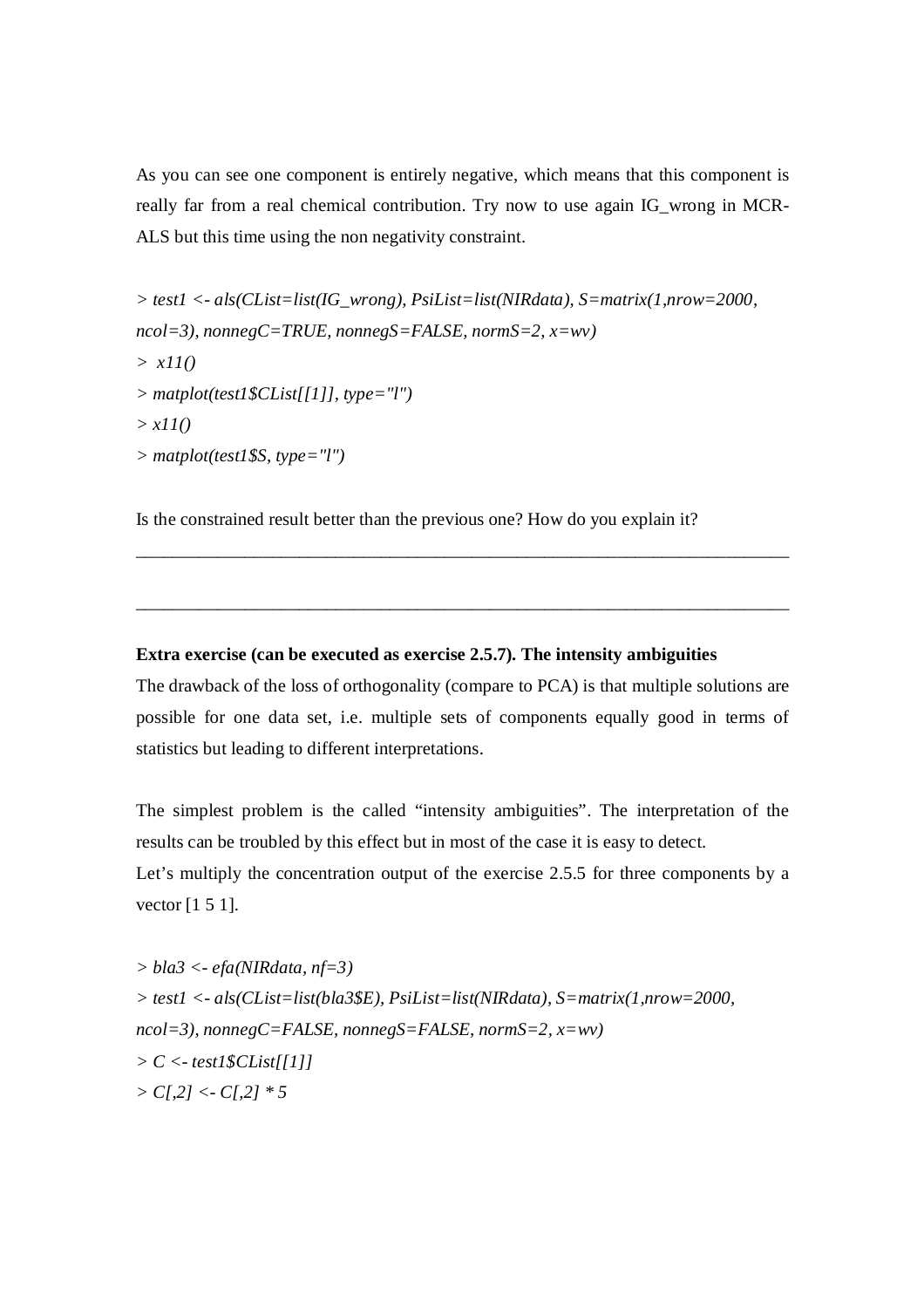As you can see one component is entirely negative, which means that this component is really far from a real chemical contribution. Try now to use again IG_wrong in MCR-ALS but this time using the non negativity constraint.

```
> test1 <- als(CList=list(IG_wrong), PsiList=list(NIRdata), S=matrix(1,nrow=2000,
ncol=3), nonnegC=TRUE, nonnegS=FALSE, normS=2, x=wv)
>  x11()
> matplot(test1$CList[[1]], type="l")
> x11()
> matplot(test1$S, type="l")
```

Is the constrained result better than the previous one? How do you explain it?

\_\_\_\_\_\_\_\_\_\_\_\_\_\_\_\_\_\_\_\_\_\_\_\_\_\_\_\_\_\_\_\_\_\_\_\_\_\_\_\_\_\_\_\_\_\_\_\_\_\_\_\_\_\_\_\_\_\_\_\_\_\_\_\_\_\_\_\_\_\_\_\_\_\_

\_\_\_\_\_\_\_\_\_\_\_\_\_\_\_\_\_\_\_\_\_\_\_\_\_\_\_\_\_\_\_\_\_\_\_\_\_\_\_\_\_\_\_\_\_\_\_\_\_\_\_\_\_\_\_\_\_\_\_\_\_\_\_\_\_\_\_\_\_\_\_\_\_\_

**Extra exercise (can be executed as exercise 2.5.7). The intensity ambiguities**

The drawback of the loss of orthogonality (compare to PCA) is that multiple solutions are possible for one data set, i.e. multiple sets of components equally good in terms of statistics but leading to different interpretations.

The simplest problem is the called "intensity ambiguities". The interpretation of the results can be troubled by this effect but in most of the case it is easy to detect.
Let's multiply the concentration output of the exercise 2.5.5 for three components by a vector [1 5 1].

```
> bla3 <- efa(NIRdata, nf=3)
> test1 <- als(CList=list(bla3$E), PsiList=list(NIRdata), S=matrix(1,nrow=2000,
ncol=3), nonnegC=FALSE, nonnegS=FALSE, normS=2, x=wv)
> C <- test1$CList[[1]]
> C[,2] <- C[,2] * 5
```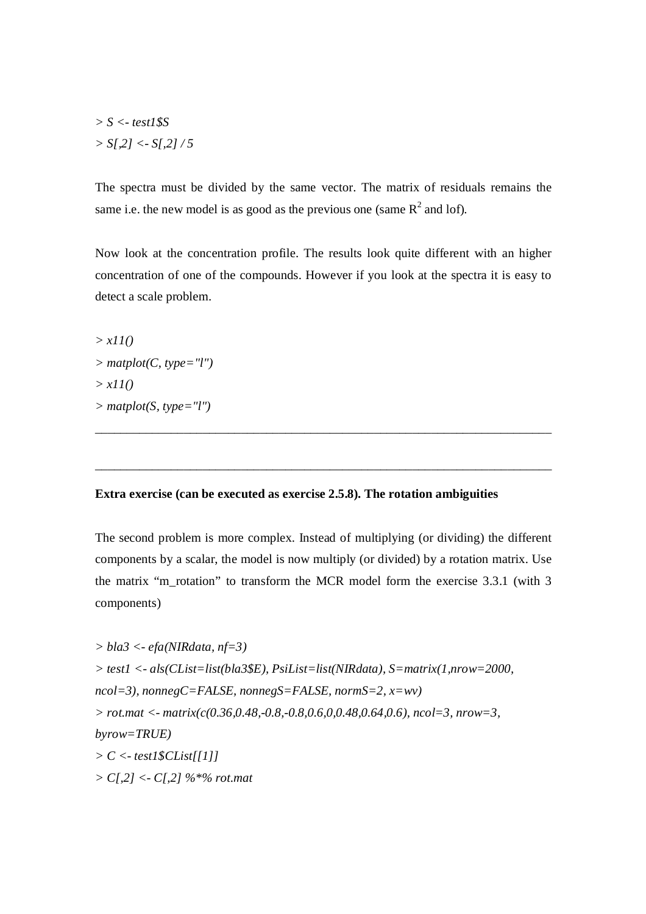```
> S <- test1$S
> S[,2] <- S[,2] / 5
```

The spectra must be divided by the same vector. The matrix of residuals remains the same i.e. the new model is as good as the previous one (same $R^2$ and lof).

Now look at the concentration profile. The results look quite different with an higher concentration of one of the compounds. However if you look at the spectra it is easy to detect a scale problem.

```
> x11()
> matplot(C, type="l")
> x11()
> matplot(S, type="l")
```

---

---

**Extra exercise (can be executed as exercise 2.5.8). The rotation ambiguities**

The second problem is more complex. Instead of multiplying (or dividing) the different components by a scalar, the model is now multiply (or divided) by a rotation matrix. Use the matrix "m_rotation" to transform the MCR model form the exercise 3.3.1 (with 3 components)

```
> bla3 <- efa(NIRdata, nf=3)
> test1 <- als(CList=list(bla3$E), PsiList=list(NIRdata), S=matrix(1,nrow=2000,
ncol=3), nonnegC=FALSE, nonnegS=FALSE, normS=2, x=wv)
> rot.mat <- matrix(c(0.36,0.48,-0.8,-0.8,0.6,0,0.48,0.64,0.6), ncol=3, nrow=3,
byrow=TRUE)
> C <- test1$CList[[1]]
> C[,2] <- C[,2] %*% rot.mat
```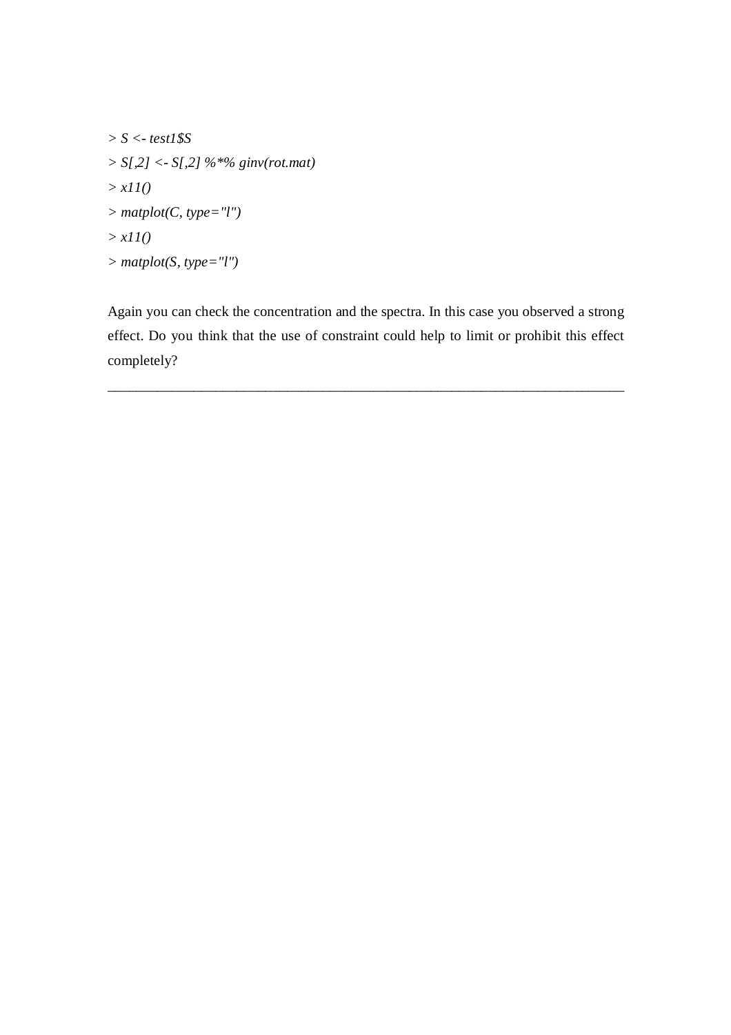```
> S <- test1$S
> S[,2] <- S[,2] %*% ginv(rot.mat)
> x11()
> matplot(C, type="l")
> x11()
> matplot(S, type="l")
```

Again you can check the concentration and the spectra. In this case you observed a strong effect. Do you think that the use of constraint could help to limit or prohibit this effect completely?

\_\_\_\_\_\_\_\_\_\_\_\_\_\_\_\_\_\_\_\_\_\_\_\_\_\_\_\_\_\_\_\_\_\_\_\_\_\_\_\_\_\_\_\_\_\_\_\_\_\_\_\_\_\_\_\_\_\_\_\_\_\_\_\_\_\_\_\_\_\_\_\_\_\_\_\_